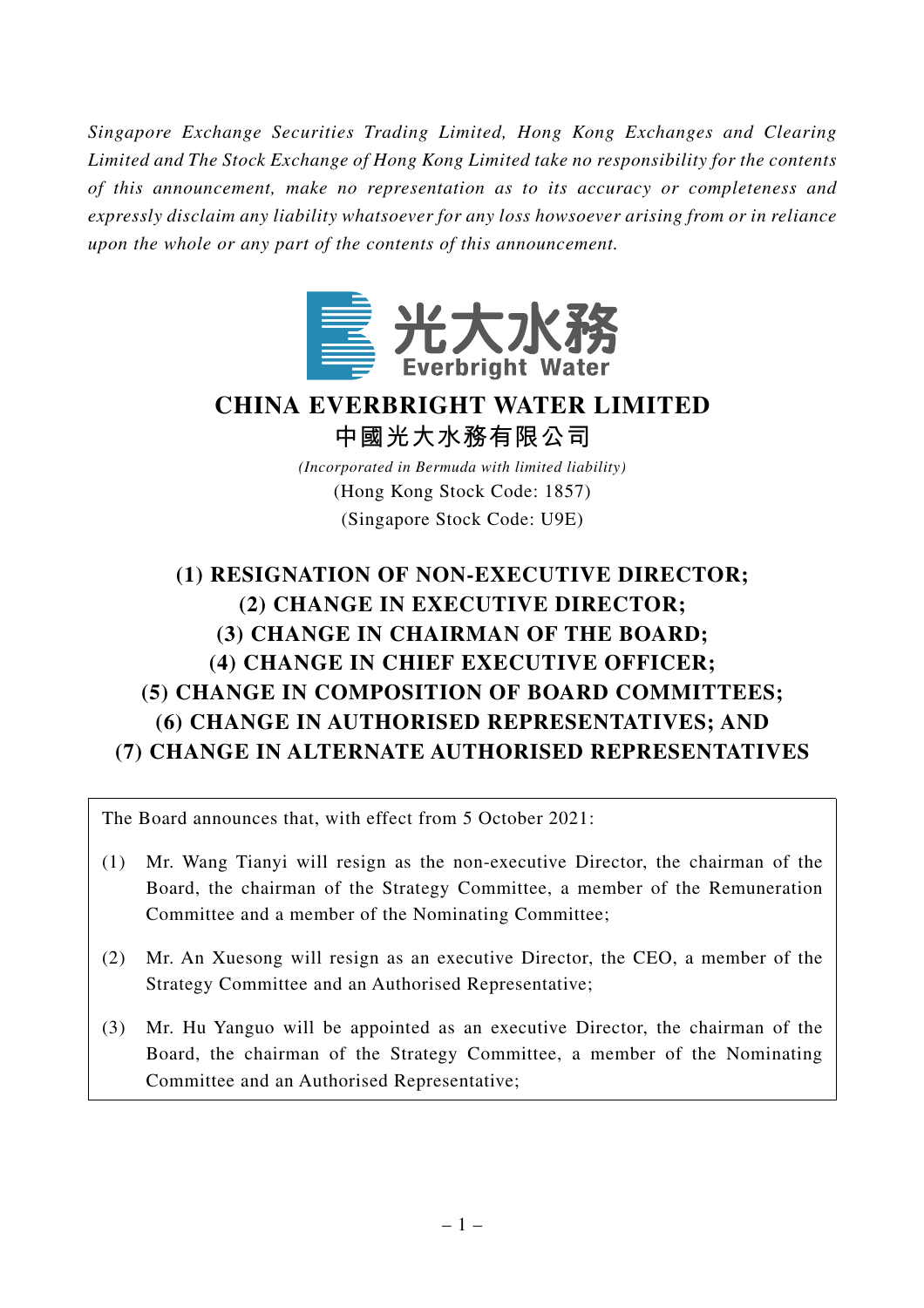*Singapore Exchange Securities Trading Limited, Hong Kong Exchanges and Clearing Limited and The Stock Exchange of Hong Kong Limited take no responsibility for the contents of this announcement, make no representation as to its accuracy or completeness and expressly disclaim any liability whatsoever for any loss howsoever arising from or in reliance upon the whole or any part of the contents of this announcement.*

光大水務
Everbright Water

# CHINA EVERBRIGHT WATER LIMITED
# 中國光大水務有限公司

*(Incorporated in Bermuda with limited liability)*
(Hong Kong Stock Code: 1857)
(Singapore Stock Code: U9E)

## (1) RESIGNATION OF NON-EXECUTIVE DIRECTOR; (2) CHANGE IN EXECUTIVE DIRECTOR; (3) CHANGE IN CHAIRMAN OF THE BOARD; (4) CHANGE IN CHIEF EXECUTIVE OFFICER; (5) CHANGE IN COMPOSITION OF BOARD COMMITTEES; (6) CHANGE IN AUTHORISED REPRESENTATIVES; AND (7) CHANGE IN ALTERNATE AUTHORISED REPRESENTATIVES

The Board announces that, with effect from 5 October 2021:

(1) Mr. Wang Tianyi will resign as the non-executive Director, the chairman of the Board, the chairman of the Strategy Committee, a member of the Remuneration Committee and a member of the Nominating Committee;

(2) Mr. An Xuesong will resign as an executive Director, the CEO, a member of the Strategy Committee and an Authorised Representative;

(3) Mr. Hu Yanguo will be appointed as an executive Director, the chairman of the Board, the chairman of the Strategy Committee, a member of the Nominating Committee and an Authorised Representative;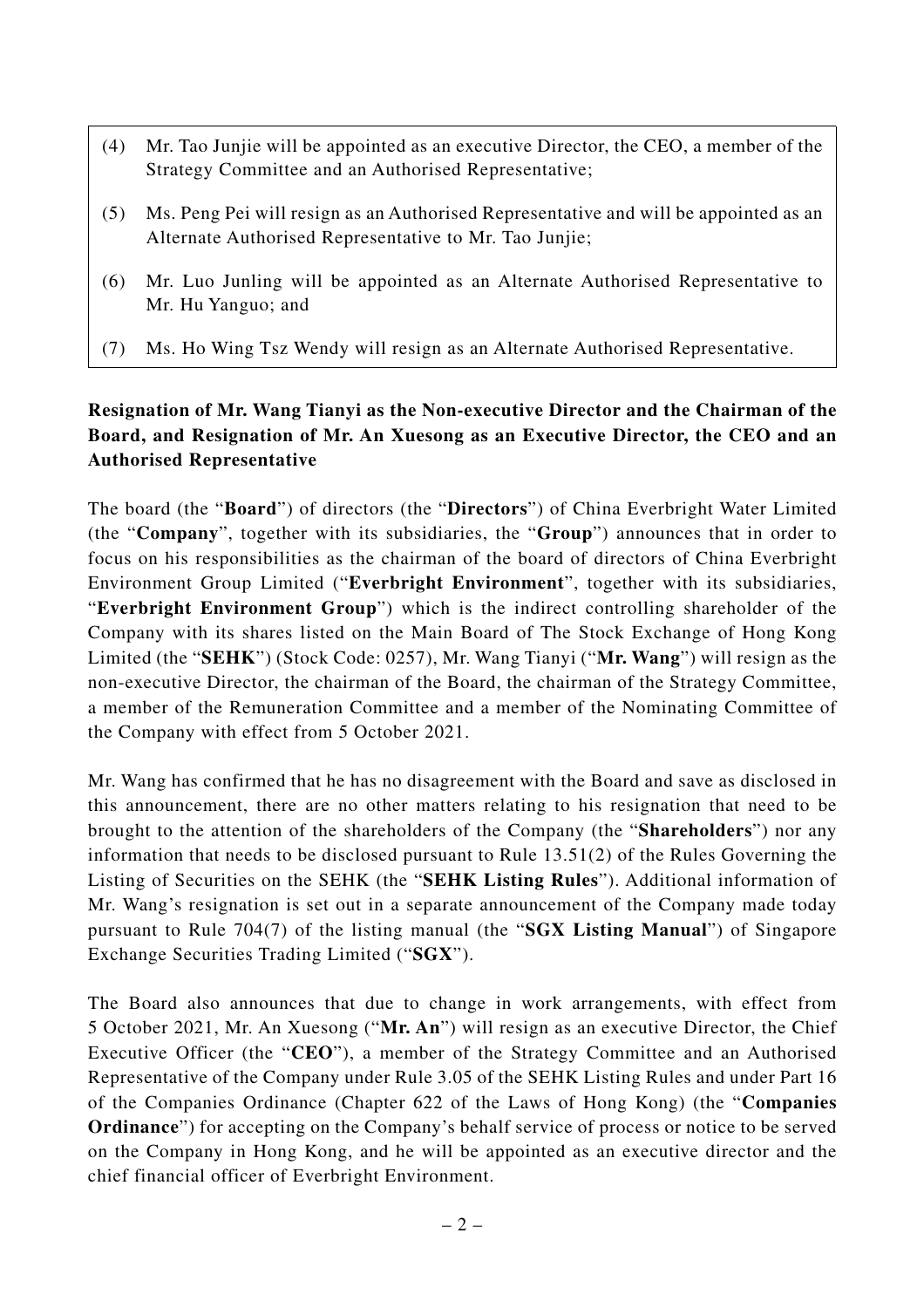(4) Mr. Tao Junjie will be appointed as an executive Director, the CEO, a member of the Strategy Committee and an Authorised Representative;

(5) Ms. Peng Pei will resign as an Authorised Representative and will be appointed as an Alternate Authorised Representative to Mr. Tao Junjie;

(6) Mr. Luo Junling will be appointed as an Alternate Authorised Representative to Mr. Hu Yanguo; and

(7) Ms. Ho Wing Tsz Wendy will resign as an Alternate Authorised Representative.

**Resignation of Mr. Wang Tianyi as the Non-executive Director and the Chairman of the Board, and Resignation of Mr. An Xuesong as an Executive Director, the CEO and an Authorised Representative**

The board (the "**Board**") of directors (the "**Directors**") of China Everbright Water Limited (the "**Company**", together with its subsidiaries, the "**Group**") announces that in order to focus on his responsibilities as the chairman of the board of directors of China Everbright Environment Group Limited ("**Everbright Environment**", together with its subsidiaries, "**Everbright Environment Group**") which is the indirect controlling shareholder of the Company with its shares listed on the Main Board of The Stock Exchange of Hong Kong Limited (the "**SEHK**") (Stock Code: 0257), Mr. Wang Tianyi ("**Mr. Wang**") will resign as the non-executive Director, the chairman of the Board, the chairman of the Strategy Committee, a member of the Remuneration Committee and a member of the Nominating Committee of the Company with effect from 5 October 2021.

Mr. Wang has confirmed that he has no disagreement with the Board and save as disclosed in this announcement, there are no other matters relating to his resignation that need to be brought to the attention of the shareholders of the Company (the "**Shareholders**") nor any information that needs to be disclosed pursuant to Rule 13.51(2) of the Rules Governing the Listing of Securities on the SEHK (the "**SEHK Listing Rules**"). Additional information of Mr. Wang's resignation is set out in a separate announcement of the Company made today pursuant to Rule 704(7) of the listing manual (the "**SGX Listing Manual**") of Singapore Exchange Securities Trading Limited ("**SGX**").

The Board also announces that due to change in work arrangements, with effect from 5 October 2021, Mr. An Xuesong ("**Mr. An**") will resign as an executive Director, the Chief Executive Officer (the "**CEO**"), a member of the Strategy Committee and an Authorised Representative of the Company under Rule 3.05 of the SEHK Listing Rules and under Part 16 of the Companies Ordinance (Chapter 622 of the Laws of Hong Kong) (the "**Companies Ordinance**") for accepting on the Company's behalf service of process or notice to be served on the Company in Hong Kong, and he will be appointed as an executive director and the chief financial officer of Everbright Environment.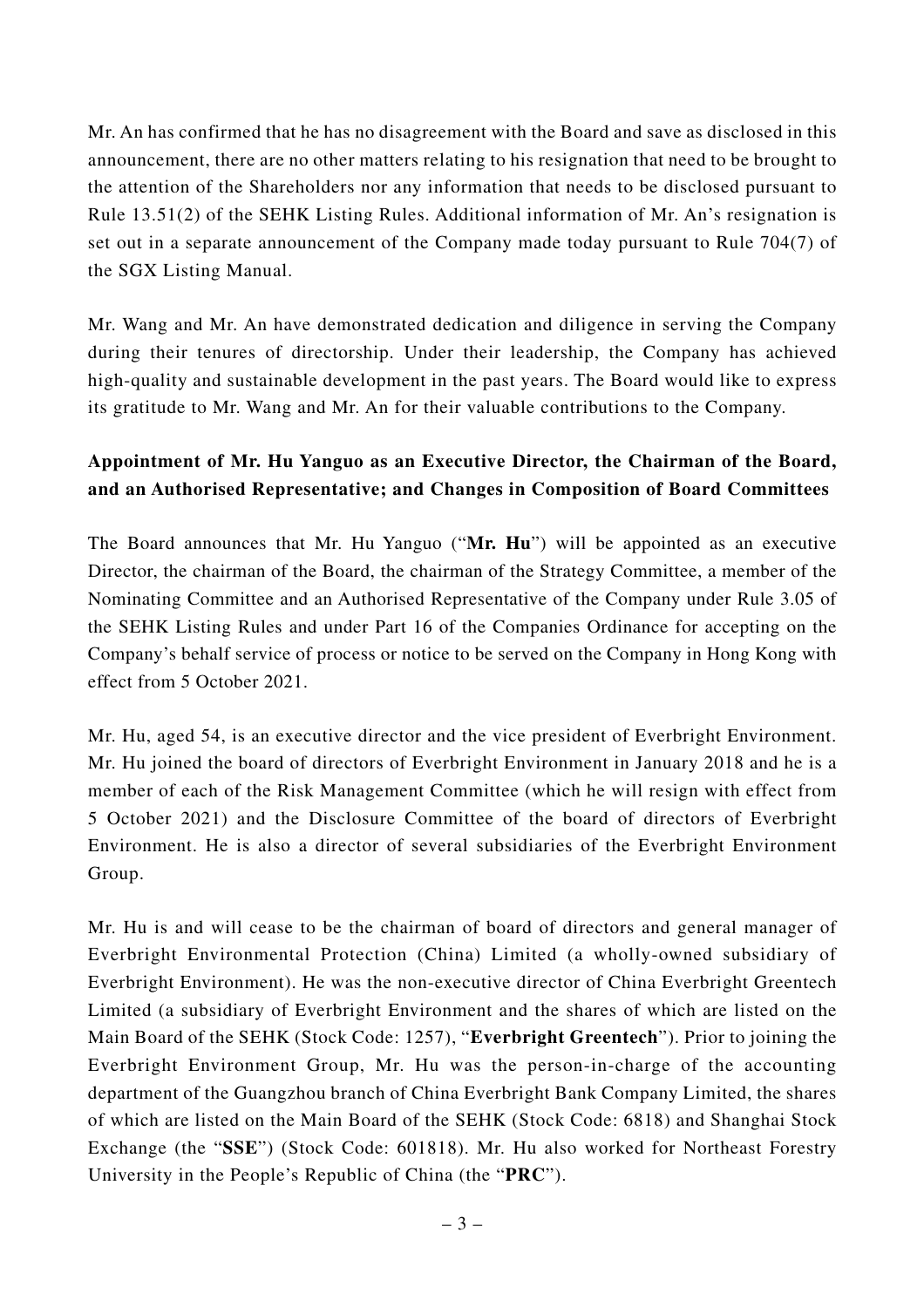Mr. An has confirmed that he has no disagreement with the Board and save as disclosed in this announcement, there are no other matters relating to his resignation that need to be brought to the attention of the Shareholders nor any information that needs to be disclosed pursuant to Rule 13.51(2) of the SEHK Listing Rules. Additional information of Mr. An's resignation is set out in a separate announcement of the Company made today pursuant to Rule 704(7) of the SGX Listing Manual.

Mr. Wang and Mr. An have demonstrated dedication and diligence in serving the Company during their tenures of directorship. Under their leadership, the Company has achieved high-quality and sustainable development in the past years. The Board would like to express its gratitude to Mr. Wang and Mr. An for their valuable contributions to the Company.

**Appointment of Mr. Hu Yanguo as an Executive Director, the Chairman of the Board, and an Authorised Representative; and Changes in Composition of Board Committees**

The Board announces that Mr. Hu Yanguo ("**Mr. Hu**") will be appointed as an executive Director, the chairman of the Board, the chairman of the Strategy Committee, a member of the Nominating Committee and an Authorised Representative of the Company under Rule 3.05 of the SEHK Listing Rules and under Part 16 of the Companies Ordinance for accepting on the Company's behalf service of process or notice to be served on the Company in Hong Kong with effect from 5 October 2021.

Mr. Hu, aged 54, is an executive director and the vice president of Everbright Environment. Mr. Hu joined the board of directors of Everbright Environment in January 2018 and he is a member of each of the Risk Management Committee (which he will resign with effect from 5 October 2021) and the Disclosure Committee of the board of directors of Everbright Environment. He is also a director of several subsidiaries of the Everbright Environment Group.

Mr. Hu is and will cease to be the chairman of board of directors and general manager of Everbright Environmental Protection (China) Limited (a wholly-owned subsidiary of Everbright Environment). He was the non-executive director of China Everbright Greentech Limited (a subsidiary of Everbright Environment and the shares of which are listed on the Main Board of the SEHK (Stock Code: 1257), "**Everbright Greentech**"). Prior to joining the Everbright Environment Group, Mr. Hu was the person-in-charge of the accounting department of the Guangzhou branch of China Everbright Bank Company Limited, the shares of which are listed on the Main Board of the SEHK (Stock Code: 6818) and Shanghai Stock Exchange (the "**SSE**") (Stock Code: 601818). Mr. Hu also worked for Northeast Forestry University in the People's Republic of China (the "**PRC**").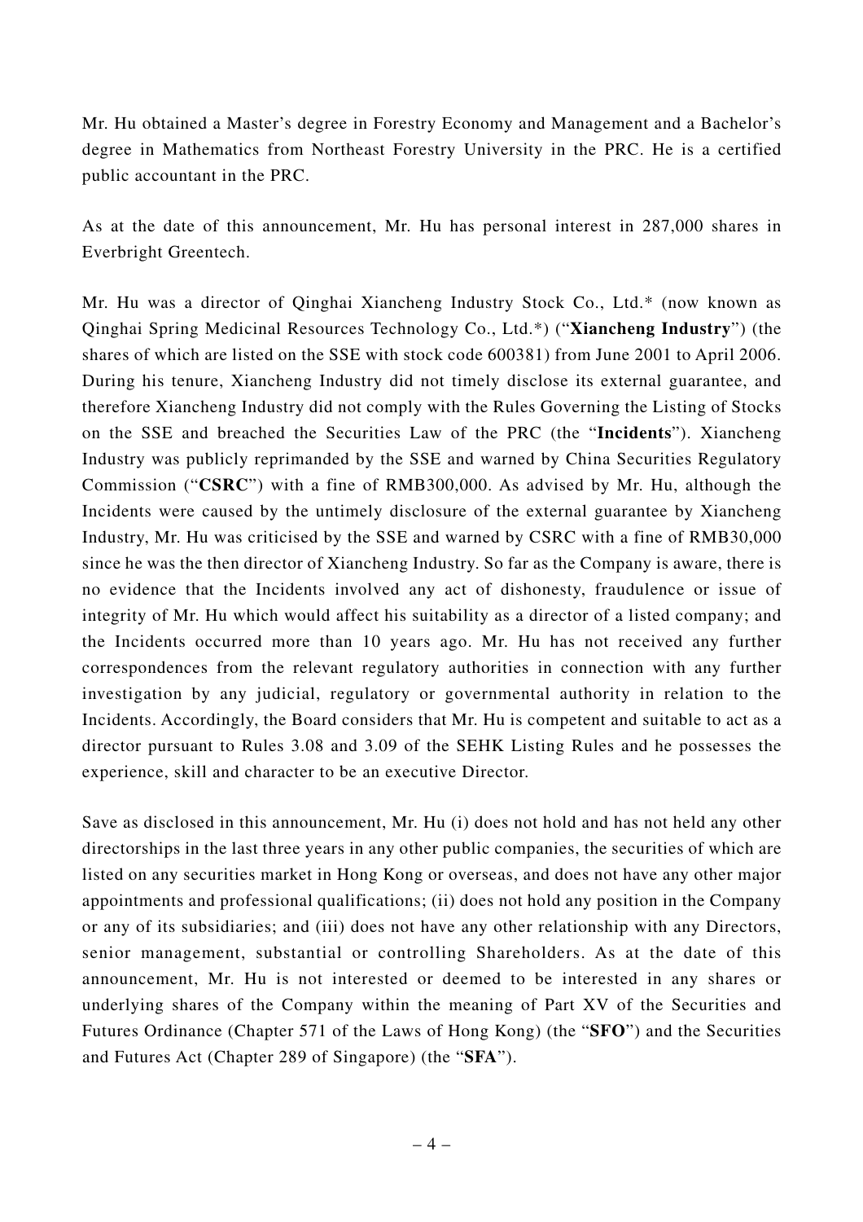Mr. Hu obtained a Master's degree in Forestry Economy and Management and a Bachelor's degree in Mathematics from Northeast Forestry University in the PRC. He is a certified public accountant in the PRC.

As at the date of this announcement, Mr. Hu has personal interest in 287,000 shares in Everbright Greentech.

Mr. Hu was a director of Qinghai Xiancheng Industry Stock Co., Ltd.* (now known as Qinghai Spring Medicinal Resources Technology Co., Ltd.*) ("**Xiancheng Industry**") (the shares of which are listed on the SSE with stock code 600381) from June 2001 to April 2006. During his tenure, Xiancheng Industry did not timely disclose its external guarantee, and therefore Xiancheng Industry did not comply with the Rules Governing the Listing of Stocks on the SSE and breached the Securities Law of the PRC (the "**Incidents**"). Xiancheng Industry was publicly reprimanded by the SSE and warned by China Securities Regulatory Commission ("**CSRC**") with a fine of RMB300,000. As advised by Mr. Hu, although the Incidents were caused by the untimely disclosure of the external guarantee by Xiancheng Industry, Mr. Hu was criticised by the SSE and warned by CSRC with a fine of RMB30,000 since he was the then director of Xiancheng Industry. So far as the Company is aware, there is no evidence that the Incidents involved any act of dishonesty, fraudulence or issue of integrity of Mr. Hu which would affect his suitability as a director of a listed company; and the Incidents occurred more than 10 years ago. Mr. Hu has not received any further correspondences from the relevant regulatory authorities in connection with any further investigation by any judicial, regulatory or governmental authority in relation to the Incidents. Accordingly, the Board considers that Mr. Hu is competent and suitable to act as a director pursuant to Rules 3.08 and 3.09 of the SEHK Listing Rules and he possesses the experience, skill and character to be an executive Director.

Save as disclosed in this announcement, Mr. Hu (i) does not hold and has not held any other directorships in the last three years in any other public companies, the securities of which are listed on any securities market in Hong Kong or overseas, and does not have any other major appointments and professional qualifications; (ii) does not hold any position in the Company or any of its subsidiaries; and (iii) does not have any other relationship with any Directors, senior management, substantial or controlling Shareholders. As at the date of this announcement, Mr. Hu is not interested or deemed to be interested in any shares or underlying shares of the Company within the meaning of Part XV of the Securities and Futures Ordinance (Chapter 571 of the Laws of Hong Kong) (the "**SFO**") and the Securities and Futures Act (Chapter 289 of Singapore) (the "**SFA**").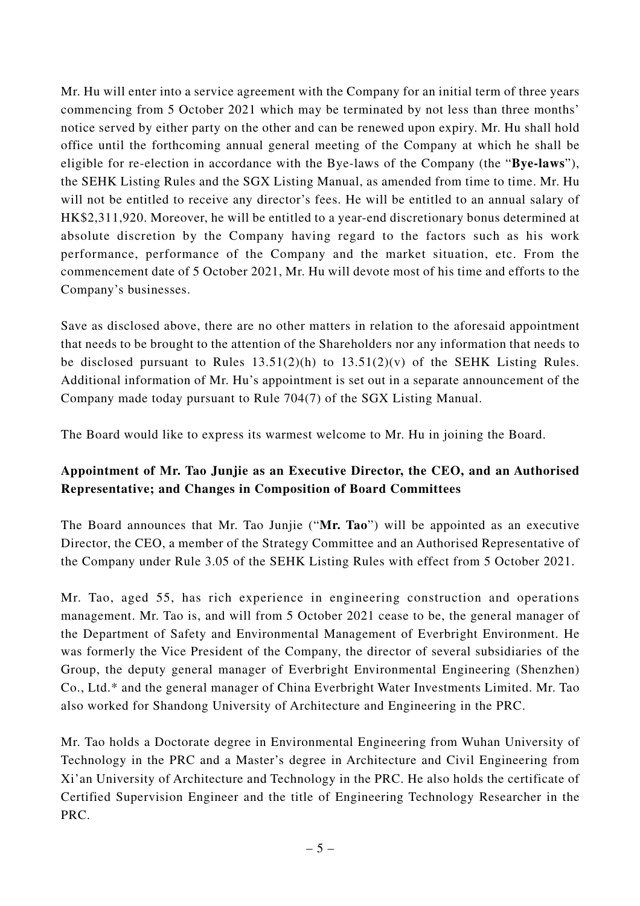Mr. Hu will enter into a service agreement with the Company for an initial term of three years commencing from 5 October 2021 which may be terminated by not less than three months' notice served by either party on the other and can be renewed upon expiry. Mr. Hu shall hold office until the forthcoming annual general meeting of the Company at which he shall be eligible for re-election in accordance with the Bye-laws of the Company (the "**Bye-laws**"), the SEHK Listing Rules and the SGX Listing Manual, as amended from time to time. Mr. Hu will not be entitled to receive any director's fees. He will be entitled to an annual salary of HK$2,311,920. Moreover, he will be entitled to a year-end discretionary bonus determined at absolute discretion by the Company having regard to the factors such as his work performance, performance of the Company and the market situation, etc. From the commencement date of 5 October 2021, Mr. Hu will devote most of his time and efforts to the Company's businesses.

Save as disclosed above, there are no other matters in relation to the aforesaid appointment that needs to be brought to the attention of the Shareholders nor any information that needs to be disclosed pursuant to Rules 13.51(2)(h) to 13.51(2)(v) of the SEHK Listing Rules. Additional information of Mr. Hu's appointment is set out in a separate announcement of the Company made today pursuant to Rule 704(7) of the SGX Listing Manual.

The Board would like to express its warmest welcome to Mr. Hu in joining the Board.

**Appointment of Mr. Tao Junjie as an Executive Director, the CEO, and an Authorised Representative; and Changes in Composition of Board Committees**

The Board announces that Mr. Tao Junjie ("**Mr. Tao**") will be appointed as an executive Director, the CEO, a member of the Strategy Committee and an Authorised Representative of the Company under Rule 3.05 of the SEHK Listing Rules with effect from 5 October 2021.

Mr. Tao, aged 55, has rich experience in engineering construction and operations management. Mr. Tao is, and will from 5 October 2021 cease to be, the general manager of the Department of Safety and Environmental Management of Everbright Environment. He was formerly the Vice President of the Company, the director of several subsidiaries of the Group, the deputy general manager of Everbright Environmental Engineering (Shenzhen) Co., Ltd.* and the general manager of China Everbright Water Investments Limited. Mr. Tao also worked for Shandong University of Architecture and Engineering in the PRC.

Mr. Tao holds a Doctorate degree in Environmental Engineering from Wuhan University of Technology in the PRC and a Master's degree in Architecture and Civil Engineering from Xi'an University of Architecture and Technology in the PRC. He also holds the certificate of Certified Supervision Engineer and the title of Engineering Technology Researcher in the PRC.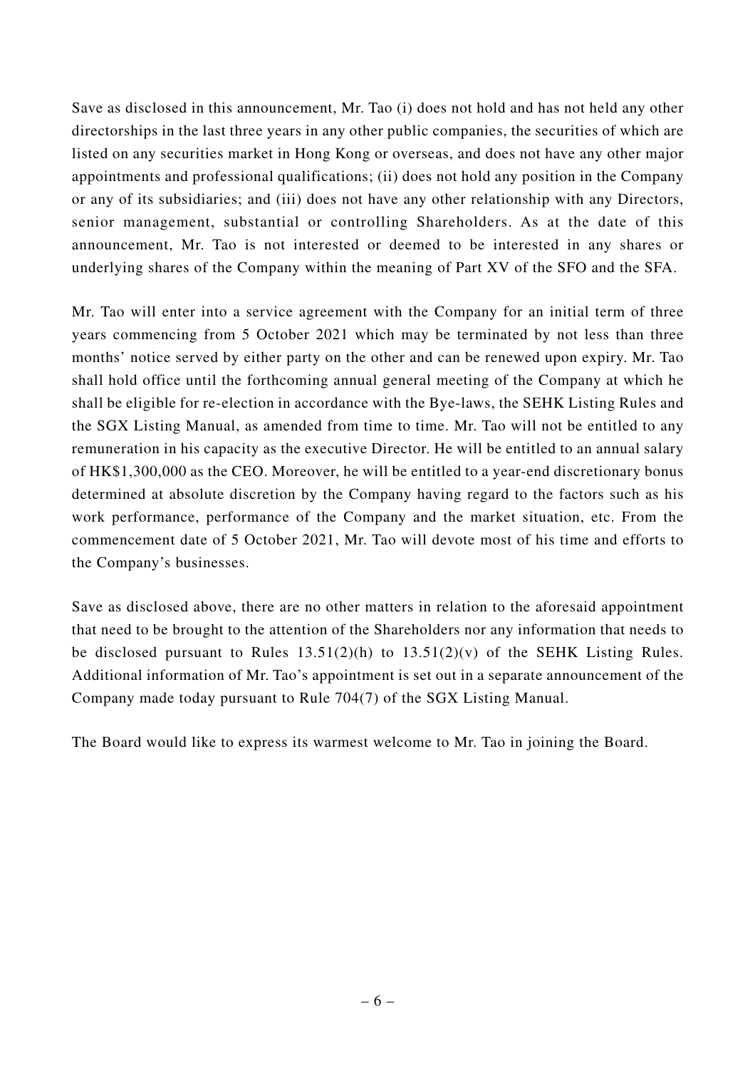Save as disclosed in this announcement, Mr. Tao (i) does not hold and has not held any other directorships in the last three years in any other public companies, the securities of which are listed on any securities market in Hong Kong or overseas, and does not have any other major appointments and professional qualifications; (ii) does not hold any position in the Company or any of its subsidiaries; and (iii) does not have any other relationship with any Directors, senior management, substantial or controlling Shareholders. As at the date of this announcement, Mr. Tao is not interested or deemed to be interested in any shares or underlying shares of the Company within the meaning of Part XV of the SFO and the SFA.

Mr. Tao will enter into a service agreement with the Company for an initial term of three years commencing from 5 October 2021 which may be terminated by not less than three months' notice served by either party on the other and can be renewed upon expiry. Mr. Tao shall hold office until the forthcoming annual general meeting of the Company at which he shall be eligible for re-election in accordance with the Bye-laws, the SEHK Listing Rules and the SGX Listing Manual, as amended from time to time. Mr. Tao will not be entitled to any remuneration in his capacity as the executive Director. He will be entitled to an annual salary of HK$1,300,000 as the CEO. Moreover, he will be entitled to a year-end discretionary bonus determined at absolute discretion by the Company having regard to the factors such as his work performance, performance of the Company and the market situation, etc. From the commencement date of 5 October 2021, Mr. Tao will devote most of his time and efforts to the Company's businesses.

Save as disclosed above, there are no other matters in relation to the aforesaid appointment that need to be brought to the attention of the Shareholders nor any information that needs to be disclosed pursuant to Rules 13.51(2)(h) to 13.51(2)(v) of the SEHK Listing Rules. Additional information of Mr. Tao's appointment is set out in a separate announcement of the Company made today pursuant to Rule 704(7) of the SGX Listing Manual.

The Board would like to express its warmest welcome to Mr. Tao in joining the Board.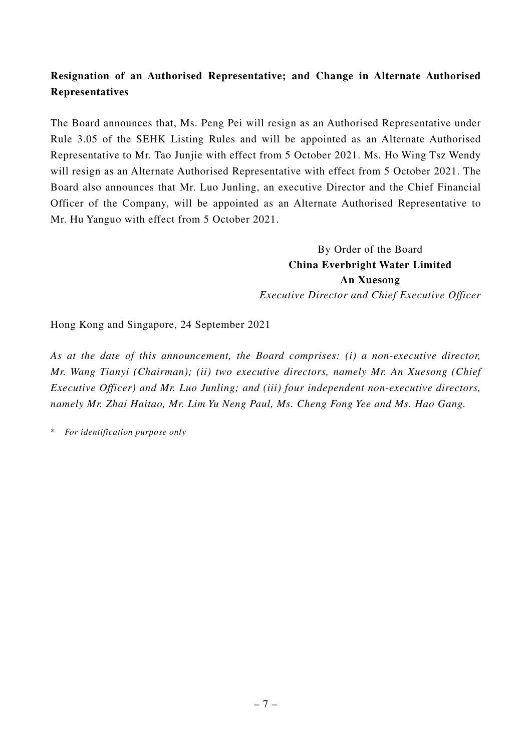**Resignation of an Authorised Representative; and Change in Alternate Authorised Representatives**

The Board announces that, Ms. Peng Pei will resign as an Authorised Representative under Rule 3.05 of the SEHK Listing Rules and will be appointed as an Alternate Authorised Representative to Mr. Tao Junjie with effect from 5 October 2021. Ms. Ho Wing Tsz Wendy will resign as an Alternate Authorised Representative with effect from 5 October 2021. The Board also announces that Mr. Luo Junling, an executive Director and the Chief Financial Officer of the Company, will be appointed as an Alternate Authorised Representative to Mr. Hu Yanguo with effect from 5 October 2021.

By Order of the Board
**China Everbright Water Limited**
**An Xuesong**
*Executive Director and Chief Executive Officer*

Hong Kong and Singapore, 24 September 2021

*As at the date of this announcement, the Board comprises: (i) a non-executive director, Mr. Wang Tianyi (Chairman); (ii) two executive directors, namely Mr. An Xuesong (Chief Executive Officer) and Mr. Luo Junling; and (iii) four independent non-executive directors, namely Mr. Zhai Haitao, Mr. Lim Yu Neng Paul, Ms. Cheng Fong Yee and Ms. Hao Gang.*

\* *For identification purpose only*